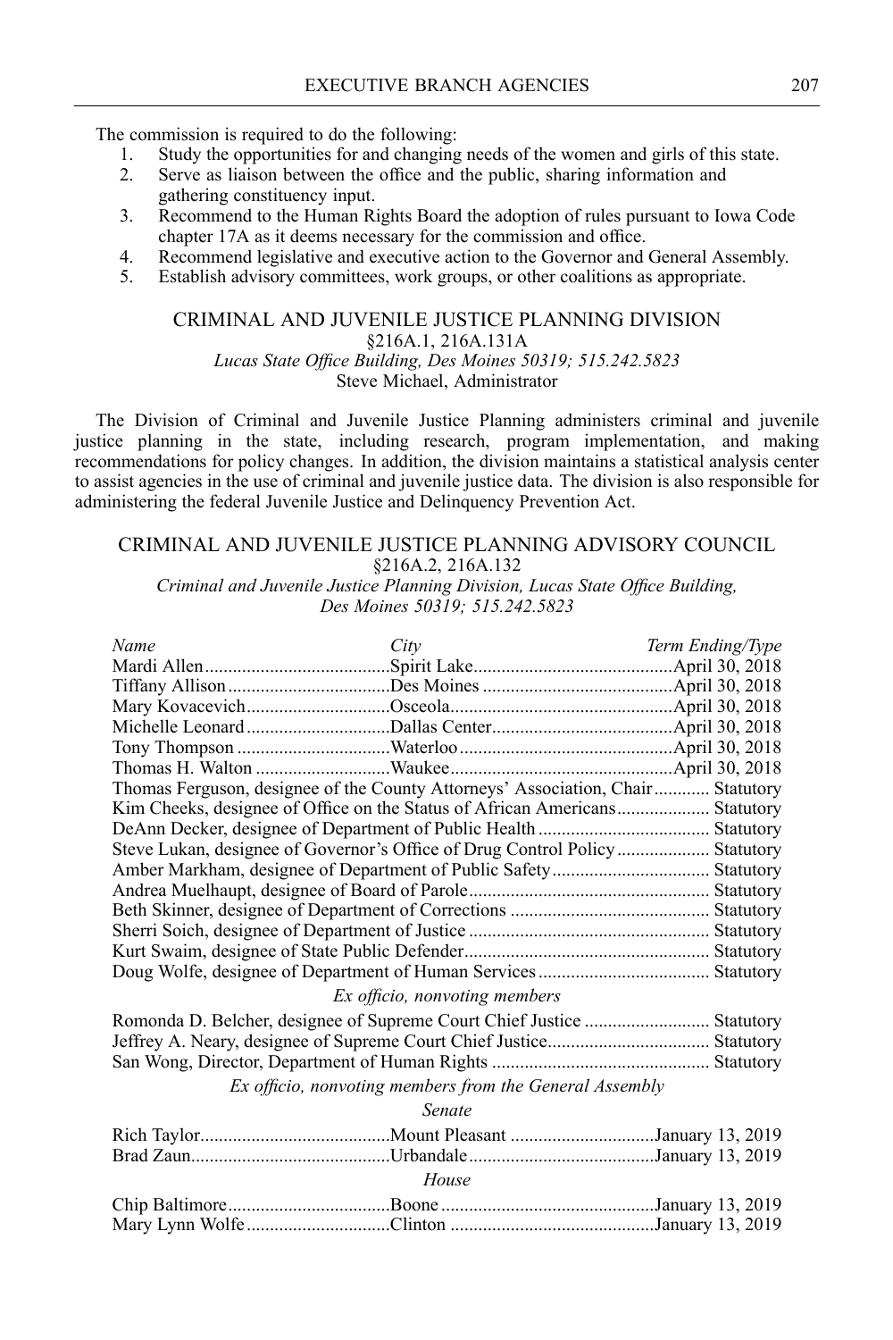The commission is required to do the following:

1. Study the opportunities for and changing needs of the women and girls of this state.
2. Serve as liaison between the office and the public, sharing information and gathering constituency input.
3. Recommend to the Human Rights Board the adoption of rules pursuant to Iowa Code chapter 17A as it deems necessary for the commission and office.
4. Recommend legislative and executive action to the Governor and General Assembly.
5. Establish advisory committees, work groups, or other coalitions as appropriate.

## CRIMINAL AND JUVENILE JUSTICE PLANNING DIVISION

§216A.1, 216A.131A

*Lucas State Office Building, Des Moines 50319; 515.242.5823*

Steve Michael, Administrator

The Division of Criminal and Juvenile Justice Planning administers criminal and juvenile justice planning in the state, including research, program implementation, and making recommendations for policy changes. In addition, the division maintains a statistical analysis center to assist agencies in the use of criminal and juvenile justice data. The division is also responsible for administering the federal Juvenile Justice and Delinquency Prevention Act.

## CRIMINAL AND JUVENILE JUSTICE PLANNING ADVISORY COUNCIL

§216A.2, 216A.132

*Criminal and Juvenile Justice Planning Division, Lucas State Office Building, Des Moines 50319; 515.242.5823*

| *Name* | *City* | *Term Ending/Type* |
|---|---|---|
| Mardi Allen | Spirit Lake | April 30, 2018 |
| Tiffany Allison | Des Moines | April 30, 2018 |
| Mary Kovacevich | Osceola | April 30, 2018 |
| Michelle Leonard | Dallas Center | April 30, 2018 |
| Tony Thompson | Waterloo | April 30, 2018 |
| Thomas H. Walton | Waukee | April 30, 2018 |
| Thomas Ferguson, designee of the County Attorneys' Association, Chair | | Statutory |
| Kim Cheeks, designee of Office on the Status of African Americans | | Statutory |
| DeAnn Decker, designee of Department of Public Health | | Statutory |
| Steve Lukan, designee of Governor's Office of Drug Control Policy | | Statutory |
| Amber Markham, designee of Department of Public Safety | | Statutory |
| Andrea Muelhaupt, designee of Board of Parole | | Statutory |
| Beth Skinner, designee of Department of Corrections | | Statutory |
| Sherri Soich, designee of Department of Justice | | Statutory |
| Kurt Swaim, designee of State Public Defender | | Statutory |
| Doug Wolfe, designee of Department of Human Services | | Statutory |
| *Ex officio, nonvoting members* | | |
| Romonda D. Belcher, designee of Supreme Court Chief Justice | | Statutory |
| Jeffrey A. Neary, designee of Supreme Court Chief Justice | | Statutory |
| San Wong, Director, Department of Human Rights | | Statutory |
| *Ex officio, nonvoting members from the General Assembly* | | |
| *Senate* | | |
| Rich Taylor | Mount Pleasant | January 13, 2019 |
| Brad Zaun | Urbandale | January 13, 2019 |
| *House* | | |
| Chip Baltimore | Boone | January 13, 2019 |
| Mary Lynn Wolfe | Clinton | January 13, 2019 |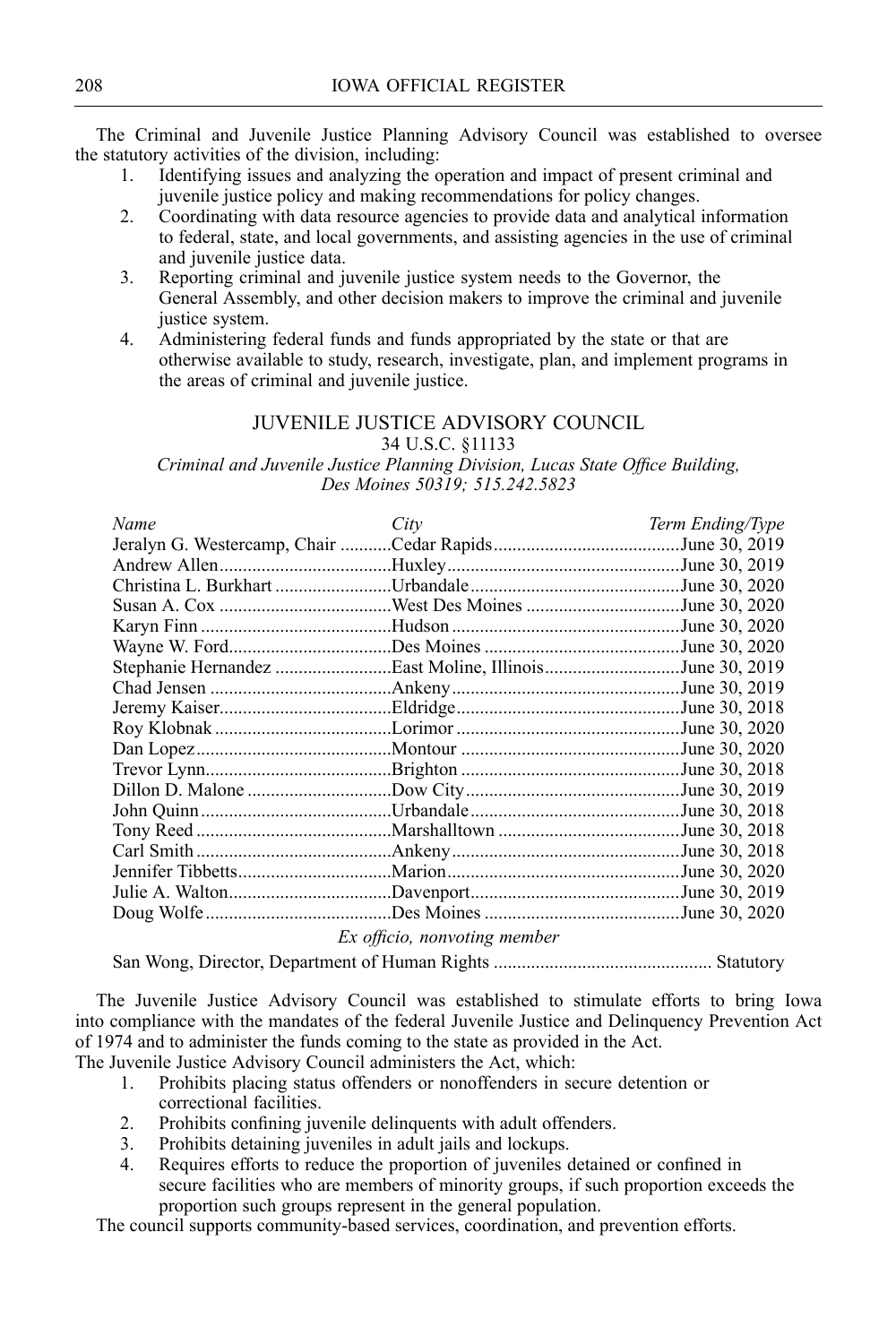The Criminal and Juvenile Justice Planning Advisory Council was established to oversee the statutory activities of the division, including:

1. Identifying issues and analyzing the operation and impact of present criminal and juvenile justice policy and making recommendations for policy changes.
2. Coordinating with data resource agencies to provide data and analytical information to federal, state, and local governments, and assisting agencies in the use of criminal and juvenile justice data.
3. Reporting criminal and juvenile justice system needs to the Governor, the General Assembly, and other decision makers to improve the criminal and juvenile justice system.
4. Administering federal funds and funds appropriated by the state or that are otherwise available to study, research, investigate, plan, and implement programs in the areas of criminal and juvenile justice.

## JUVENILE JUSTICE ADVISORY COUNCIL

34 U.S.C. §11133

*Criminal and Juvenile Justice Planning Division, Lucas State Office Building, Des Moines 50319; 515.242.5823*

| *Name* | *City* | *Term Ending/Type* |
|---|---|---|
| Jeralyn G. Westercamp, Chair | Cedar Rapids | June 30, 2019 |
| Andrew Allen | Huxley | June 30, 2019 |
| Christina L. Burkhart | Urbandale | June 30, 2020 |
| Susan A. Cox | West Des Moines | June 30, 2020 |
| Karyn Finn | Hudson | June 30, 2020 |
| Wayne W. Ford | Des Moines | June 30, 2020 |
| Stephanie Hernandez | East Moline, Illinois | June 30, 2019 |
| Chad Jensen | Ankeny | June 30, 2019 |
| Jeremy Kaiser | Eldridge | June 30, 2018 |
| Roy Klobnak | Lorimor | June 30, 2020 |
| Dan Lopez | Montour | June 30, 2020 |
| Trevor Lynn | Brighton | June 30, 2018 |
| Dillon D. Malone | Dow City | June 30, 2019 |
| John Quinn | Urbandale | June 30, 2018 |
| Tony Reed | Marshalltown | June 30, 2018 |
| Carl Smith | Ankeny | June 30, 2018 |
| Jennifer Tibbetts | Marion | June 30, 2020 |
| Julie A. Walton | Davenport | June 30, 2019 |
| Doug Wolfe | Des Moines | June 30, 2020 |

*Ex officio, nonvoting member*

San Wong, Director, Department of Human Rights .............................................. Statutory

The Juvenile Justice Advisory Council was established to stimulate efforts to bring Iowa into compliance with the mandates of the federal Juvenile Justice and Delinquency Prevention Act of 1974 and to administer the funds coming to the state as provided in the Act.

The Juvenile Justice Advisory Council administers the Act, which:

1. Prohibits placing status offenders or nonoffenders in secure detention or correctional facilities.
2. Prohibits confining juvenile delinquents with adult offenders.
3. Prohibits detaining juveniles in adult jails and lockups.
4. Requires efforts to reduce the proportion of juveniles detained or confined in secure facilities who are members of minority groups, if such proportion exceeds the proportion such groups represent in the general population.

The council supports community-based services, coordination, and prevention efforts.